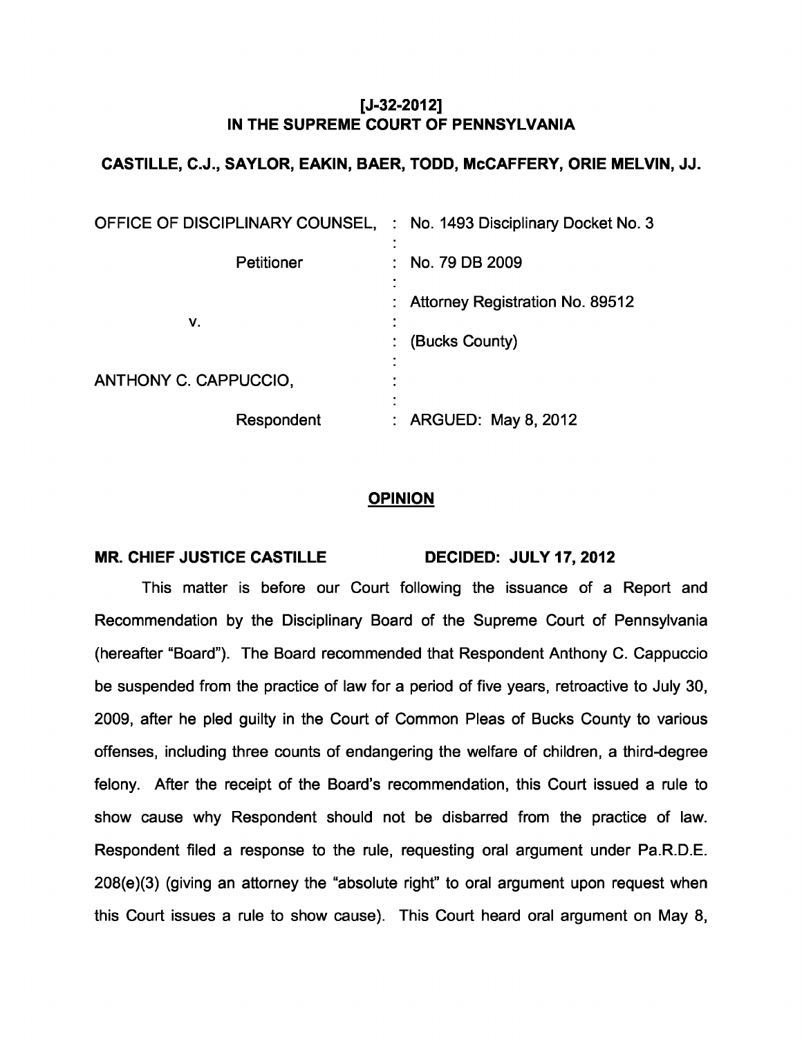**[J-32-2012]**
**IN THE SUPREME COURT OF PENNSYLVANIA**

**CASTILLE, C.J., SAYLOR, EAKIN, BAER, TODD, McCAFFERY, ORIE MELVIN, JJ.**

| | |
|---|---|
| OFFICE OF DISCIPLINARY COUNSEL, | : No. 1493 Disciplinary Docket No. 3 |
| Petitioner | : No. 79 DB 2009 |
| | : Attorney Registration No. 89512 |
| v. | : (Bucks County) |
| ANTHONY C. CAPPUCCIO, | : |
| Respondent | : ARGUED: May 8, 2012 |

## OPINION

**MR. CHIEF JUSTICE CASTILLE** **DECIDED: JULY 17, 2012**

This matter is before our Court following the issuance of a Report and Recommendation by the Disciplinary Board of the Supreme Court of Pennsylvania (hereafter "Board"). The Board recommended that Respondent Anthony C. Cappuccio be suspended from the practice of law for a period of five years, retroactive to July 30, 2009, after he pled guilty in the Court of Common Pleas of Bucks County to various offenses, including three counts of endangering the welfare of children, a third-degree felony. After the receipt of the Board's recommendation, this Court issued a rule to show cause why Respondent should not be disbarred from the practice of law. Respondent filed a response to the rule, requesting oral argument under Pa.R.D.E. 208(e)(3) (giving an attorney the "absolute right" to oral argument upon request when this Court issues a rule to show cause). This Court heard oral argument on May 8,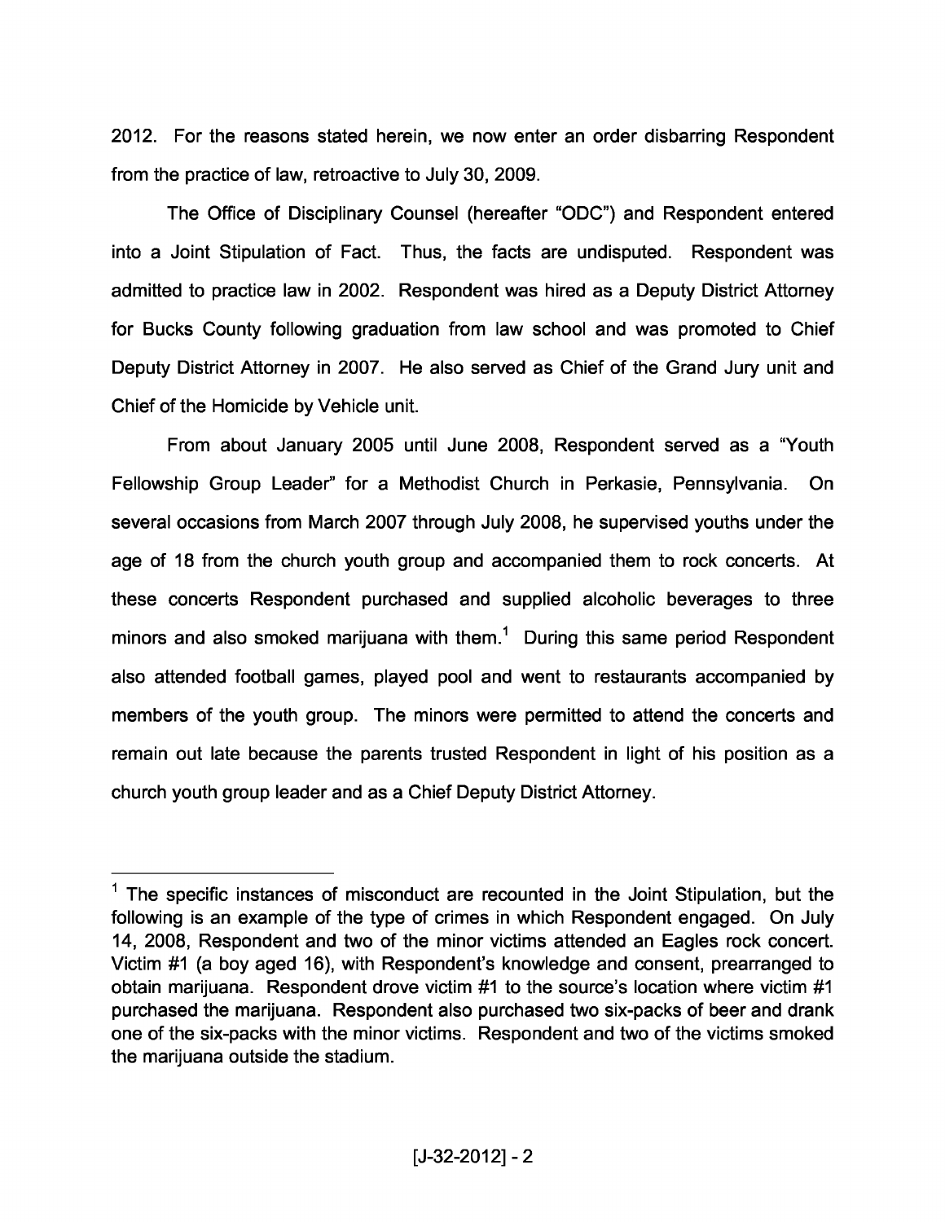2012. For the reasons stated herein, we now enter an order disbarring Respondent from the practice of law, retroactive to July 30, 2009.

The Office of Disciplinary Counsel (hereafter "ODC") and Respondent entered into a Joint Stipulation of Fact. Thus, the facts are undisputed. Respondent was admitted to practice law in 2002. Respondent was hired as a Deputy District Attorney for Bucks County following graduation from law school and was promoted to Chief Deputy District Attorney in 2007. He also served as Chief of the Grand Jury unit and Chief of the Homicide by Vehicle unit.

From about January 2005 until June 2008, Respondent served as a "Youth Fellowship Group Leader" for a Methodist Church in Perkasie, Pennsylvania. On several occasions from March 2007 through July 2008, he supervised youths under the age of 18 from the church youth group and accompanied them to rock concerts. At these concerts Respondent purchased and supplied alcoholic beverages to three minors and also smoked marijuana with them.[1] During this same period Respondent also attended football games, played pool and went to restaurants accompanied by members of the youth group. The minors were permitted to attend the concerts and remain out late because the parents trusted Respondent in light of his position as a church youth group leader and as a Chief Deputy District Attorney.

---

[1] The specific instances of misconduct are recounted in the Joint Stipulation, but the following is an example of the type of crimes in which Respondent engaged. On July 14, 2008, Respondent and two of the minor victims attended an Eagles rock concert. Victim #1 (a boy aged 16), with Respondent's knowledge and consent, prearranged to obtain marijuana. Respondent drove victim #1 to the source's location where victim #1 purchased the marijuana. Respondent also purchased two six-packs of beer and drank one of the six-packs with the minor victims. Respondent and two of the victims smoked the marijuana outside the stadium.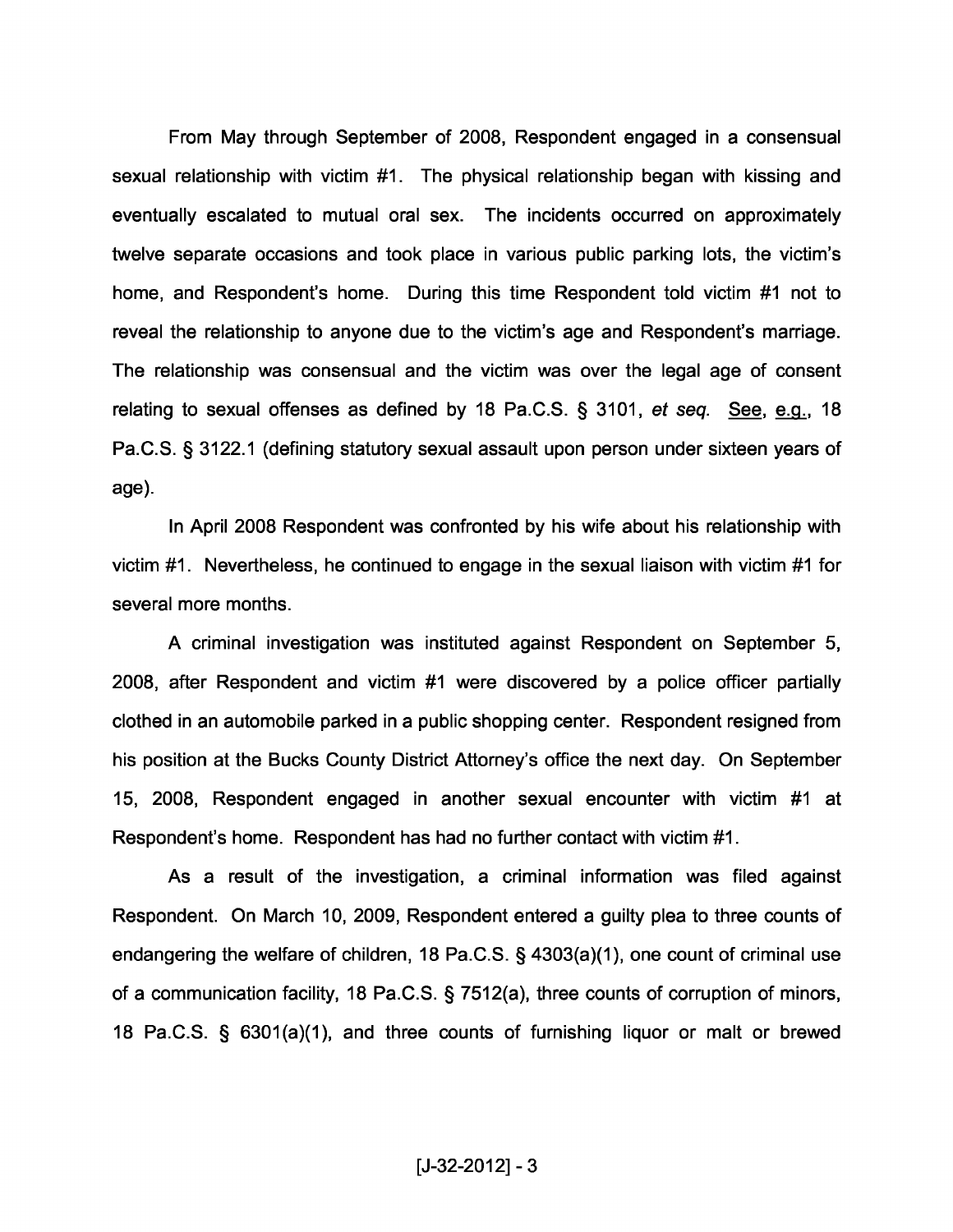From May through September of 2008, Respondent engaged in a consensual sexual relationship with victim #1. The physical relationship began with kissing and eventually escalated to mutual oral sex. The incidents occurred on approximately twelve separate occasions and took place in various public parking lots, the victim's home, and Respondent's home. During this time Respondent told victim #1 not to reveal the relationship to anyone due to the victim's age and Respondent's marriage. The relationship was consensual and the victim was over the legal age of consent relating to sexual offenses as defined by 18 Pa.C.S. § 3101, *et seq.* See, e.g., 18 Pa.C.S. § 3122.1 (defining statutory sexual assault upon person under sixteen years of age).

In April 2008 Respondent was confronted by his wife about his relationship with victim #1. Nevertheless, he continued to engage in the sexual liaison with victim #1 for several more months.

A criminal investigation was instituted against Respondent on September 5, 2008, after Respondent and victim #1 were discovered by a police officer partially clothed in an automobile parked in a public shopping center. Respondent resigned from his position at the Bucks County District Attorney's office the next day. On September 15, 2008, Respondent engaged in another sexual encounter with victim #1 at Respondent's home. Respondent has had no further contact with victim #1.

As a result of the investigation, a criminal information was filed against Respondent. On March 10, 2009, Respondent entered a guilty plea to three counts of endangering the welfare of children, 18 Pa.C.S. § 4303(a)(1), one count of criminal use of a communication facility, 18 Pa.C.S. § 7512(a), three counts of corruption of minors, 18 Pa.C.S. § 6301(a)(1), and three counts of furnishing liquor or malt or brewed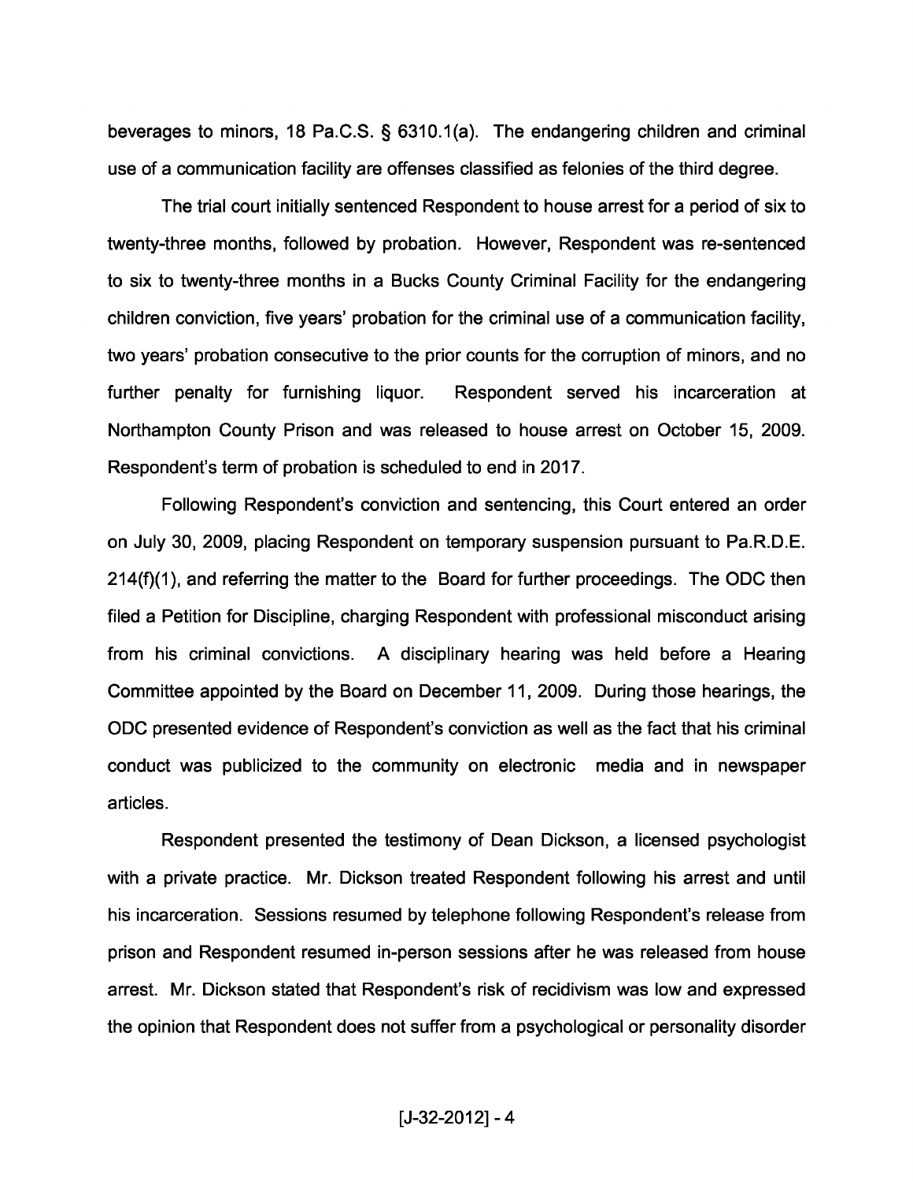beverages to minors, 18 Pa.C.S. § 6310.1(a). The endangering children and criminal use of a communication facility are offenses classified as felonies of the third degree.

The trial court initially sentenced Respondent to house arrest for a period of six to twenty-three months, followed by probation. However, Respondent was re-sentenced to six to twenty-three months in a Bucks County Criminal Facility for the endangering children conviction, five years' probation for the criminal use of a communication facility, two years' probation consecutive to the prior counts for the corruption of minors, and no further penalty for furnishing liquor. Respondent served his incarceration at Northampton County Prison and was released to house arrest on October 15, 2009. Respondent's term of probation is scheduled to end in 2017.

Following Respondent's conviction and sentencing, this Court entered an order on July 30, 2009, placing Respondent on temporary suspension pursuant to Pa.R.D.E. 214(f)(1), and referring the matter to the Board for further proceedings. The ODC then filed a Petition for Discipline, charging Respondent with professional misconduct arising from his criminal convictions. A disciplinary hearing was held before a Hearing Committee appointed by the Board on December 11, 2009. During those hearings, the ODC presented evidence of Respondent's conviction as well as the fact that his criminal conduct was publicized to the community on electronic media and in newspaper articles.

Respondent presented the testimony of Dean Dickson, a licensed psychologist with a private practice. Mr. Dickson treated Respondent following his arrest and until his incarceration. Sessions resumed by telephone following Respondent's release from prison and Respondent resumed in-person sessions after he was released from house arrest. Mr. Dickson stated that Respondent's risk of recidivism was low and expressed the opinion that Respondent does not suffer from a psychological or personality disorder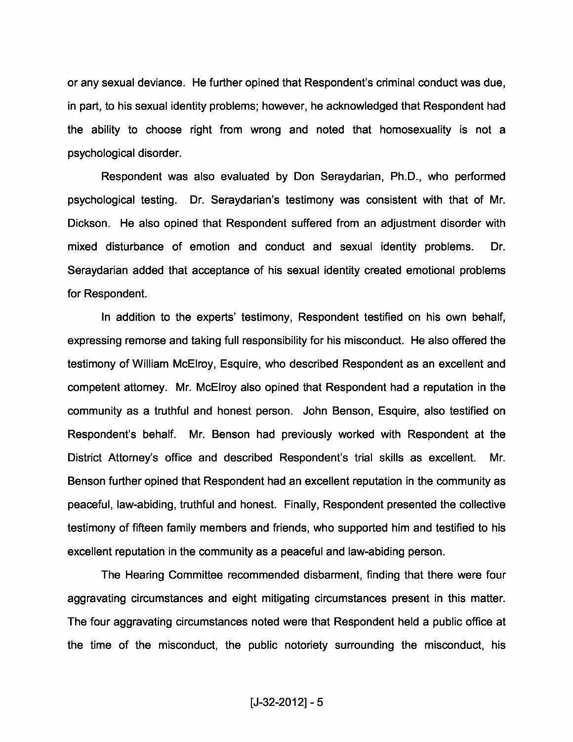or any sexual deviance. He further opined that Respondent's criminal conduct was due, in part, to his sexual identity problems; however, he acknowledged that Respondent had the ability to choose right from wrong and noted that homosexuality is not a psychological disorder.

Respondent was also evaluated by Don Seraydarian, Ph.D., who performed psychological testing. Dr. Seraydarian's testimony was consistent with that of Mr. Dickson. He also opined that Respondent suffered from an adjustment disorder with mixed disturbance of emotion and conduct and sexual identity problems. Dr. Seraydarian added that acceptance of his sexual identity created emotional problems for Respondent.

In addition to the experts' testimony, Respondent testified on his own behalf, expressing remorse and taking full responsibility for his misconduct. He also offered the testimony of William McElroy, Esquire, who described Respondent as an excellent and competent attorney. Mr. McElroy also opined that Respondent had a reputation in the community as a truthful and honest person. John Benson, Esquire, also testified on Respondent's behalf. Mr. Benson had previously worked with Respondent at the District Attorney's office and described Respondent's trial skills as excellent. Mr. Benson further opined that Respondent had an excellent reputation in the community as peaceful, law-abiding, truthful and honest. Finally, Respondent presented the collective testimony of fifteen family members and friends, who supported him and testified to his excellent reputation in the community as a peaceful and law-abiding person.

The Hearing Committee recommended disbarment, finding that there were four aggravating circumstances and eight mitigating circumstances present in this matter. The four aggravating circumstances noted were that Respondent held a public office at the time of the misconduct, the public notoriety surrounding the misconduct, his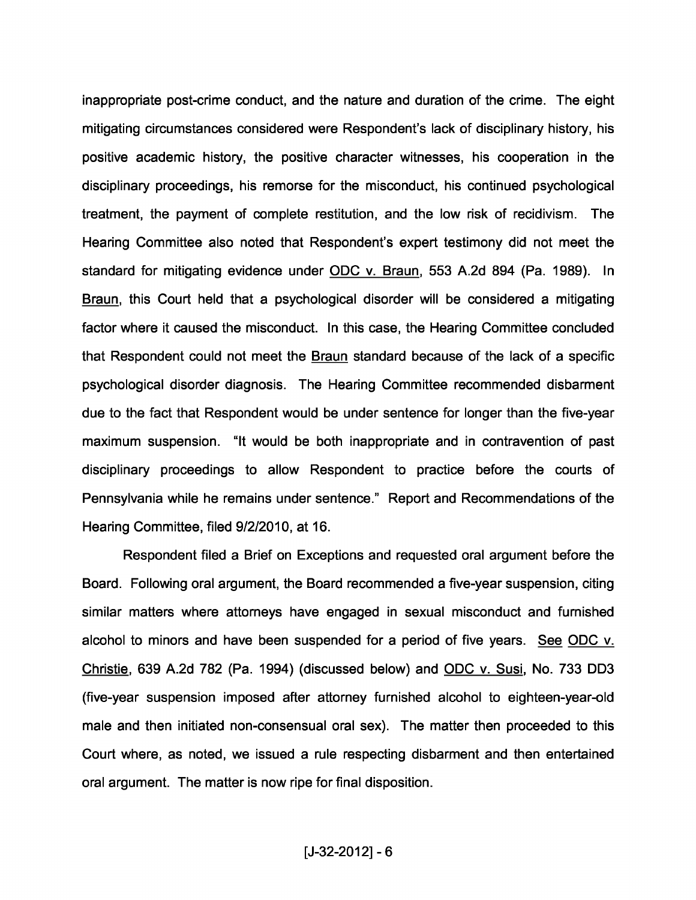inappropriate post-crime conduct, and the nature and duration of the crime. The eight mitigating circumstances considered were Respondent's lack of disciplinary history, his positive academic history, the positive character witnesses, his cooperation in the disciplinary proceedings, his remorse for the misconduct, his continued psychological treatment, the payment of complete restitution, and the low risk of recidivism. The Hearing Committee also noted that Respondent's expert testimony did not meet the standard for mitigating evidence under ODC v. Braun, 553 A.2d 894 (Pa. 1989). In Braun, this Court held that a psychological disorder will be considered a mitigating factor where it caused the misconduct. In this case, the Hearing Committee concluded that Respondent could not meet the Braun standard because of the lack of a specific psychological disorder diagnosis. The Hearing Committee recommended disbarment due to the fact that Respondent would be under sentence for longer than the five-year maximum suspension. "It would be both inappropriate and in contravention of past disciplinary proceedings to allow Respondent to practice before the courts of Pennsylvania while he remains under sentence." Report and Recommendations of the Hearing Committee, filed 9/2/2010, at 16.

Respondent filed a Brief on Exceptions and requested oral argument before the Board. Following oral argument, the Board recommended a five-year suspension, citing similar matters where attorneys have engaged in sexual misconduct and furnished alcohol to minors and have been suspended for a period of five years. See ODC v. Christie, 639 A.2d 782 (Pa. 1994) (discussed below) and ODC v. Susi, No. 733 DD3 (five-year suspension imposed after attorney furnished alcohol to eighteen-year-old male and then initiated non-consensual oral sex). The matter then proceeded to this Court where, as noted, we issued a rule respecting disbarment and then entertained oral argument. The matter is now ripe for final disposition.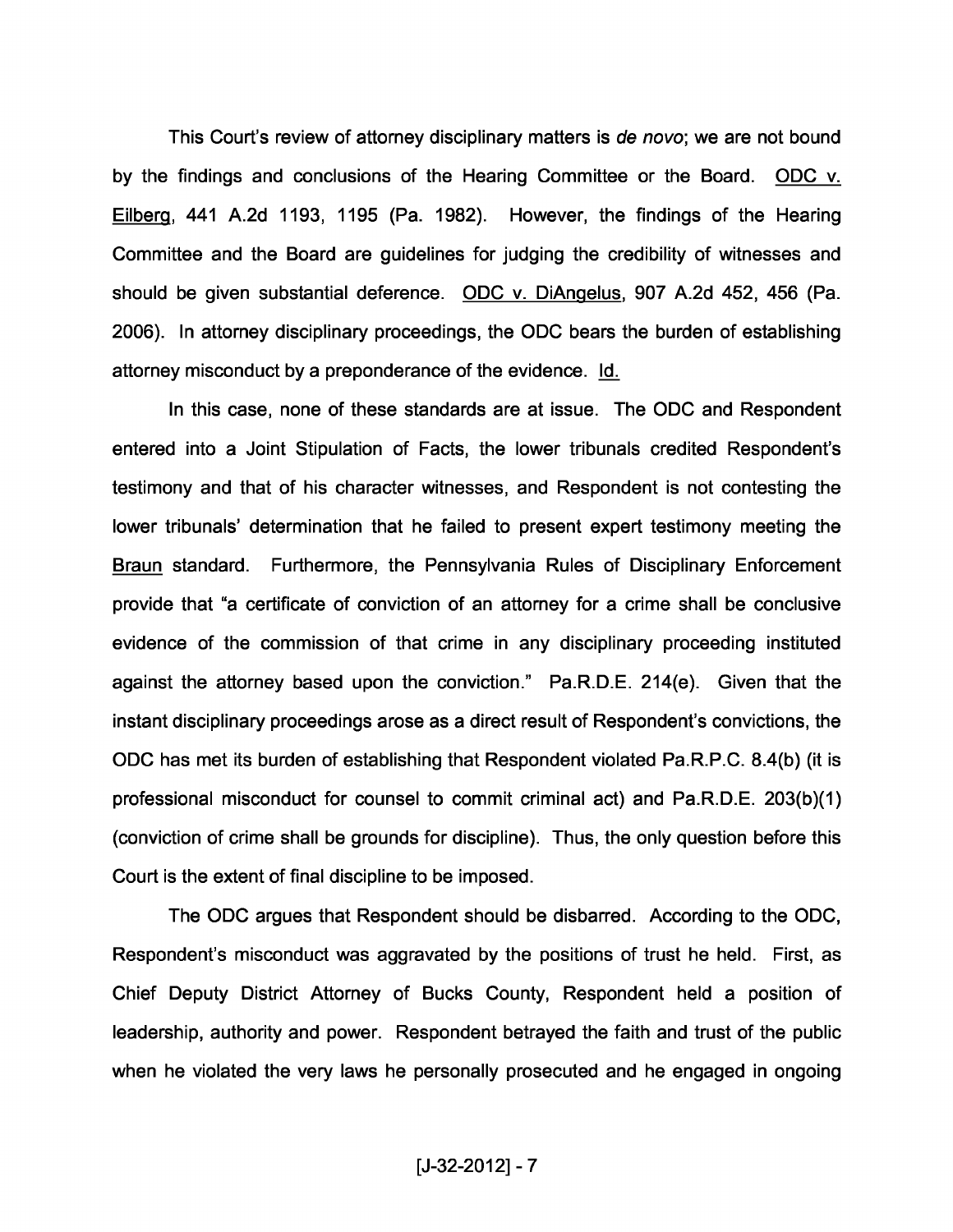This Court's review of attorney disciplinary matters is *de novo*; we are not bound by the findings and conclusions of the Hearing Committee or the Board. ODC v. Eilberg, 441 A.2d 1193, 1195 (Pa. 1982). However, the findings of the Hearing Committee and the Board are guidelines for judging the credibility of witnesses and should be given substantial deference. ODC v. DiAngelus, 907 A.2d 452, 456 (Pa. 2006). In attorney disciplinary proceedings, the ODC bears the burden of establishing attorney misconduct by a preponderance of the evidence. Id.

In this case, none of these standards are at issue. The ODC and Respondent entered into a Joint Stipulation of Facts, the lower tribunals credited Respondent's testimony and that of his character witnesses, and Respondent is not contesting the lower tribunals' determination that he failed to present expert testimony meeting the Braun standard. Furthermore, the Pennsylvania Rules of Disciplinary Enforcement provide that "a certificate of conviction of an attorney for a crime shall be conclusive evidence of the commission of that crime in any disciplinary proceeding instituted against the attorney based upon the conviction." Pa.R.D.E. 214(e). Given that the instant disciplinary proceedings arose as a direct result of Respondent's convictions, the ODC has met its burden of establishing that Respondent violated Pa.R.P.C. 8.4(b) (it is professional misconduct for counsel to commit criminal act) and Pa.R.D.E. 203(b)(1) (conviction of crime shall be grounds for discipline). Thus, the only question before this Court is the extent of final discipline to be imposed.

The ODC argues that Respondent should be disbarred. According to the ODC, Respondent's misconduct was aggravated by the positions of trust he held. First, as Chief Deputy District Attorney of Bucks County, Respondent held a position of leadership, authority and power. Respondent betrayed the faith and trust of the public when he violated the very laws he personally prosecuted and he engaged in ongoing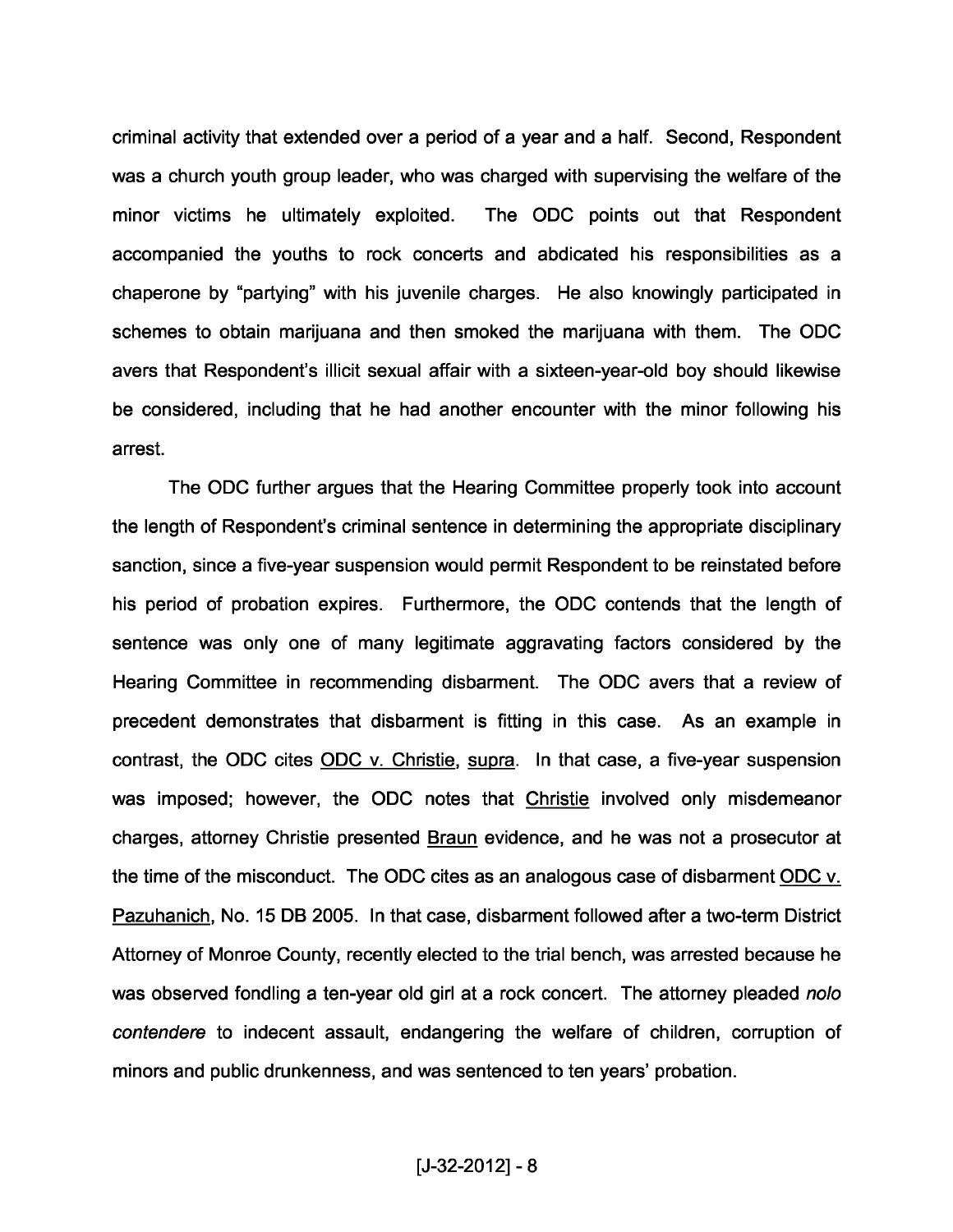criminal activity that extended over a period of a year and a half. Second, Respondent was a church youth group leader, who was charged with supervising the welfare of the minor victims he ultimately exploited. The ODC points out that Respondent accompanied the youths to rock concerts and abdicated his responsibilities as a chaperone by "partying" with his juvenile charges. He also knowingly participated in schemes to obtain marijuana and then smoked the marijuana with them. The ODC avers that Respondent's illicit sexual affair with a sixteen-year-old boy should likewise be considered, including that he had another encounter with the minor following his arrest.

The ODC further argues that the Hearing Committee properly took into account the length of Respondent's criminal sentence in determining the appropriate disciplinary sanction, since a five-year suspension would permit Respondent to be reinstated before his period of probation expires. Furthermore, the ODC contends that the length of sentence was only one of many legitimate aggravating factors considered by the Hearing Committee in recommending disbarment. The ODC avers that a review of precedent demonstrates that disbarment is fitting in this case. As an example in contrast, the ODC cites ODC v. Christie, supra. In that case, a five-year suspension was imposed; however, the ODC notes that Christie involved only misdemeanor charges, attorney Christie presented Braun evidence, and he was not a prosecutor at the time of the misconduct. The ODC cites as an analogous case of disbarment ODC v. Pazuhanich, No. 15 DB 2005. In that case, disbarment followed after a two-term District Attorney of Monroe County, recently elected to the trial bench, was arrested because he was observed fondling a ten-year old girl at a rock concert. The attorney pleaded *nolo contendere* to indecent assault, endangering the welfare of children, corruption of minors and public drunkenness, and was sentenced to ten years' probation.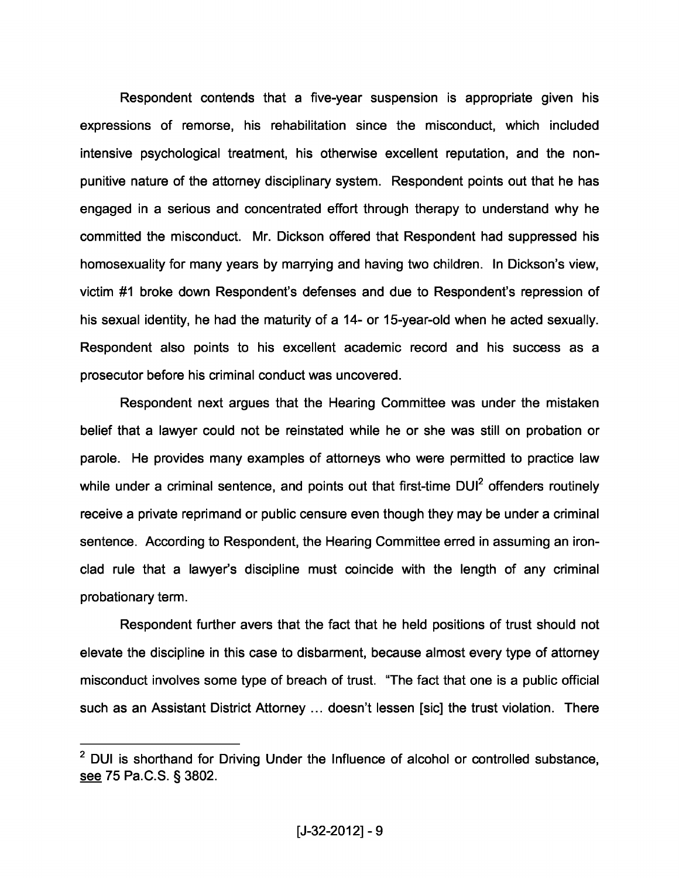Respondent contends that a five-year suspension is appropriate given his expressions of remorse, his rehabilitation since the misconduct, which included intensive psychological treatment, his otherwise excellent reputation, and the non-punitive nature of the attorney disciplinary system. Respondent points out that he has engaged in a serious and concentrated effort through therapy to understand why he committed the misconduct. Mr. Dickson offered that Respondent had suppressed his homosexuality for many years by marrying and having two children. In Dickson's view, victim #1 broke down Respondent's defenses and due to Respondent's repression of his sexual identity, he had the maturity of a 14- or 15-year-old when he acted sexually. Respondent also points to his excellent academic record and his success as a prosecutor before his criminal conduct was uncovered.

Respondent next argues that the Hearing Committee was under the mistaken belief that a lawyer could not be reinstated while he or she was still on probation or parole. He provides many examples of attorneys who were permitted to practice law while under a criminal sentence, and points out that first-time DUI[2] offenders routinely receive a private reprimand or public censure even though they may be under a criminal sentence. According to Respondent, the Hearing Committee erred in assuming an iron-clad rule that a lawyer's discipline must coincide with the length of any criminal probationary term.

Respondent further avers that the fact that he held positions of trust should not elevate the discipline in this case to disbarment, because almost every type of attorney misconduct involves some type of breach of trust. "The fact that one is a public official such as an Assistant District Attorney … doesn't lessen [sic] the trust violation. There

---

[2] DUI is shorthand for Driving Under the Influence of alcohol or controlled substance, see 75 Pa.C.S. § 3802.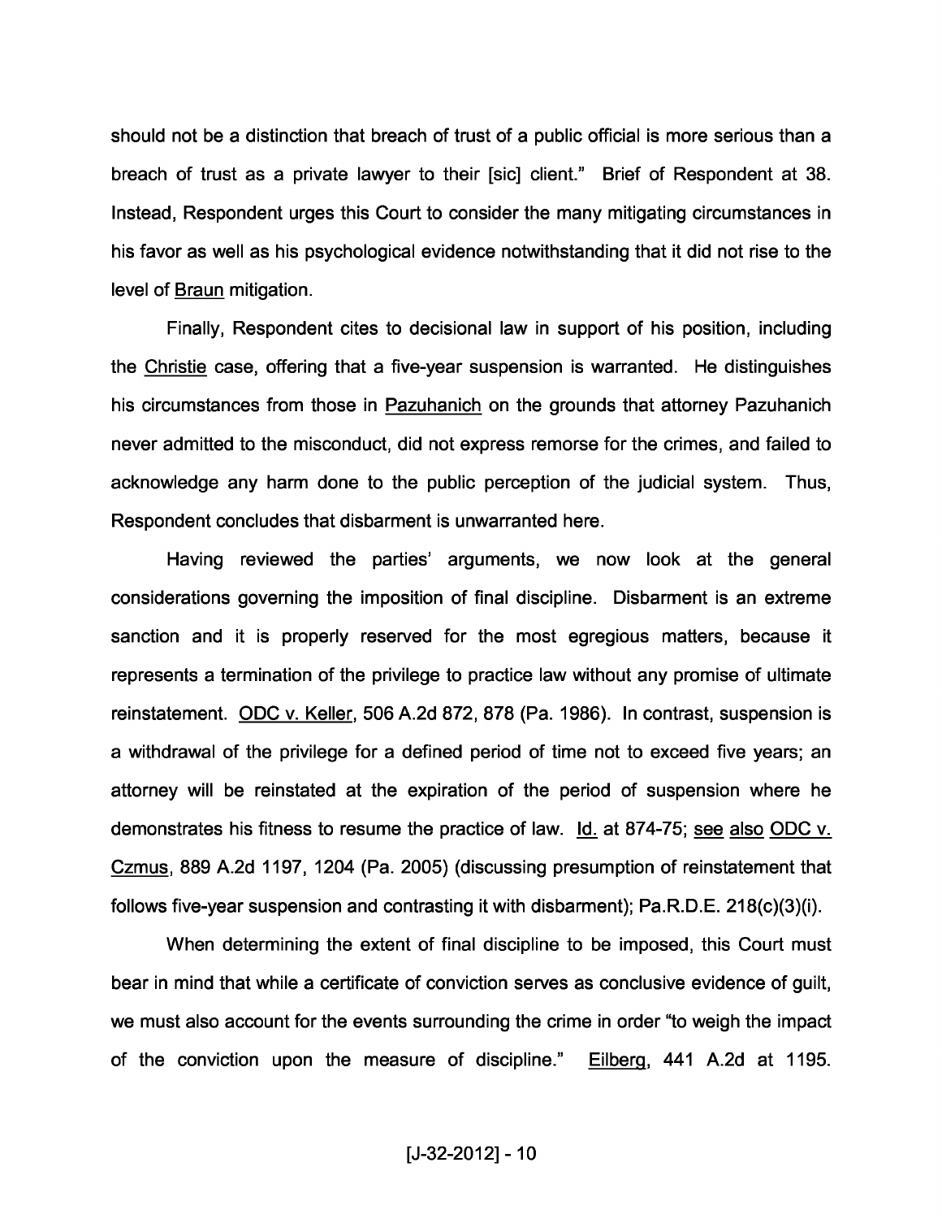should not be a distinction that breach of trust of a public official is more serious than a breach of trust as a private lawyer to their [sic] client." Brief of Respondent at 38. Instead, Respondent urges this Court to consider the many mitigating circumstances in his favor as well as his psychological evidence notwithstanding that it did not rise to the level of Braun mitigation.

Finally, Respondent cites to decisional law in support of his position, including the Christie case, offering that a five-year suspension is warranted. He distinguishes his circumstances from those in Pazuhanich on the grounds that attorney Pazuhanich never admitted to the misconduct, did not express remorse for the crimes, and failed to acknowledge any harm done to the public perception of the judicial system. Thus, Respondent concludes that disbarment is unwarranted here.

Having reviewed the parties' arguments, we now look at the general considerations governing the imposition of final discipline. Disbarment is an extreme sanction and it is properly reserved for the most egregious matters, because it represents a termination of the privilege to practice law without any promise of ultimate reinstatement. ODC v. Keller, 506 A.2d 872, 878 (Pa. 1986). In contrast, suspension is a withdrawal of the privilege for a defined period of time not to exceed five years; an attorney will be reinstated at the expiration of the period of suspension where he demonstrates his fitness to resume the practice of law. Id. at 874-75; see also ODC v. Czmus, 889 A.2d 1197, 1204 (Pa. 2005) (discussing presumption of reinstatement that follows five-year suspension and contrasting it with disbarment); Pa.R.D.E. 218(c)(3)(i).

When determining the extent of final discipline to be imposed, this Court must bear in mind that while a certificate of conviction serves as conclusive evidence of guilt, we must also account for the events surrounding the crime in order "to weigh the impact of the conviction upon the measure of discipline." Eilberg, 441 A.2d at 1195.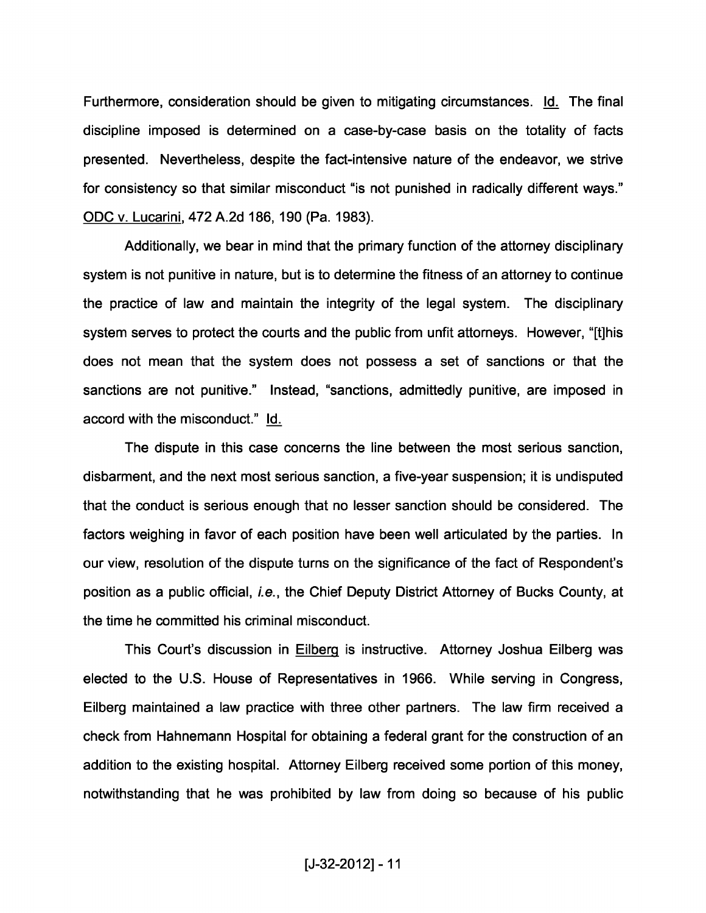Furthermore, consideration should be given to mitigating circumstances. Id. The final discipline imposed is determined on a case-by-case basis on the totality of facts presented. Nevertheless, despite the fact-intensive nature of the endeavor, we strive for consistency so that similar misconduct "is not punished in radically different ways." ODC v. Lucarini, 472 A.2d 186, 190 (Pa. 1983).

Additionally, we bear in mind that the primary function of the attorney disciplinary system is not punitive in nature, but is to determine the fitness of an attorney to continue the practice of law and maintain the integrity of the legal system. The disciplinary system serves to protect the courts and the public from unfit attorneys. However, "[t]his does not mean that the system does not possess a set of sanctions or that the sanctions are not punitive." Instead, "sanctions, admittedly punitive, are imposed in accord with the misconduct." Id.

The dispute in this case concerns the line between the most serious sanction, disbarment, and the next most serious sanction, a five-year suspension; it is undisputed that the conduct is serious enough that no lesser sanction should be considered. The factors weighing in favor of each position have been well articulated by the parties. In our view, resolution of the dispute turns on the significance of the fact of Respondent's position as a public official, *i.e.*, the Chief Deputy District Attorney of Bucks County, at the time he committed his criminal misconduct.

This Court's discussion in Eilberg is instructive. Attorney Joshua Eilberg was elected to the U.S. House of Representatives in 1966. While serving in Congress, Eilberg maintained a law practice with three other partners. The law firm received a check from Hahnemann Hospital for obtaining a federal grant for the construction of an addition to the existing hospital. Attorney Eilberg received some portion of this money, notwithstanding that he was prohibited by law from doing so because of his public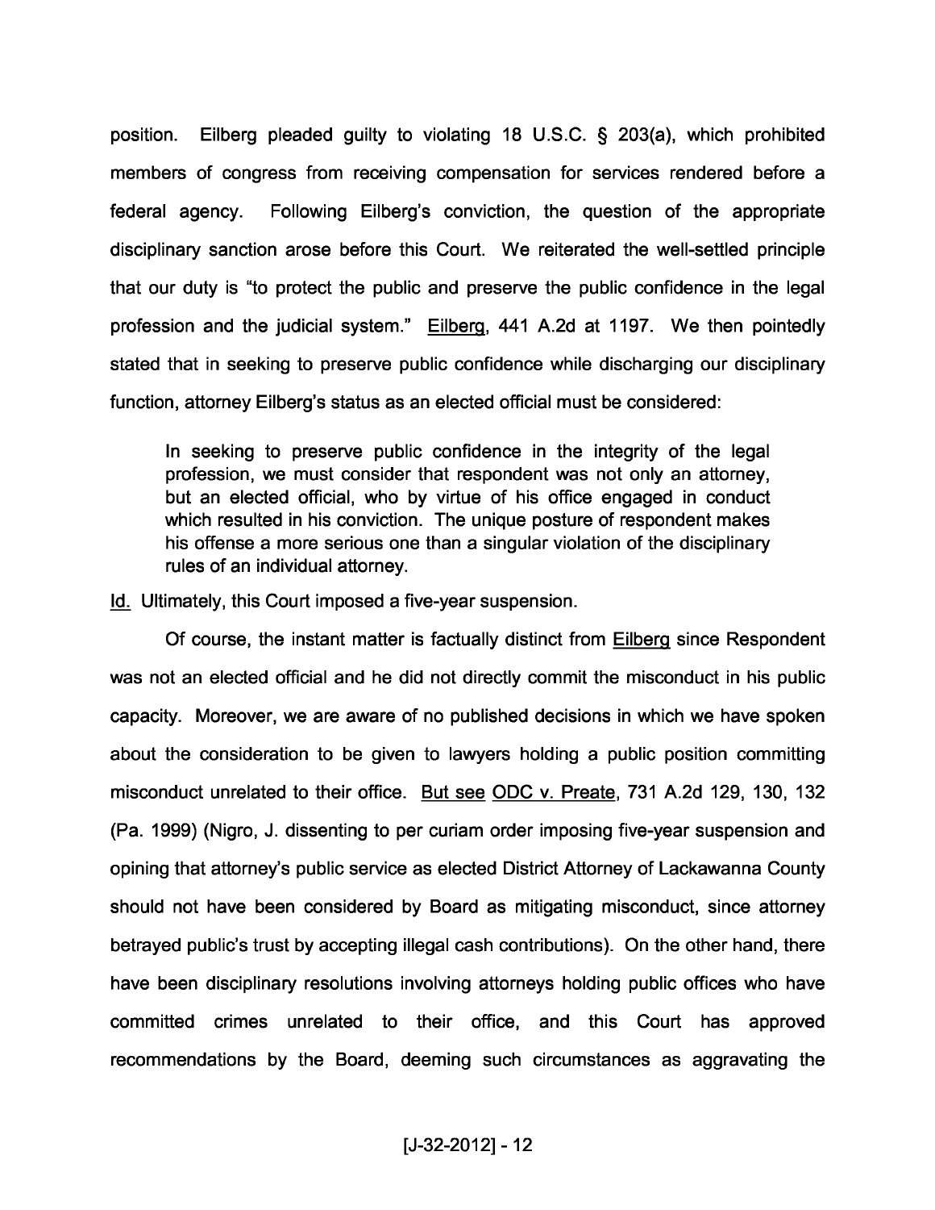position. Eilberg pleaded guilty to violating 18 U.S.C. § 203(a), which prohibited members of congress from receiving compensation for services rendered before a federal agency. Following Eilberg's conviction, the question of the appropriate disciplinary sanction arose before this Court. We reiterated the well-settled principle that our duty is "to protect the public and preserve the public confidence in the legal profession and the judicial system." Eilberg, 441 A.2d at 1197. We then pointedly stated that in seeking to preserve public confidence while discharging our disciplinary function, attorney Eilberg's status as an elected official must be considered:

> In seeking to preserve public confidence in the integrity of the legal profession, we must consider that respondent was not only an attorney, but an elected official, who by virtue of his office engaged in conduct which resulted in his conviction. The unique posture of respondent makes his offense a more serious one than a singular violation of the disciplinary rules of an individual attorney.

Id. Ultimately, this Court imposed a five-year suspension.

Of course, the instant matter is factually distinct from Eilberg since Respondent was not an elected official and he did not directly commit the misconduct in his public capacity. Moreover, we are aware of no published decisions in which we have spoken about the consideration to be given to lawyers holding a public position committing misconduct unrelated to their office. But see ODC v. Preate, 731 A.2d 129, 130, 132 (Pa. 1999) (Nigro, J. dissenting to per curiam order imposing five-year suspension and opining that attorney's public service as elected District Attorney of Lackawanna County should not have been considered by Board as mitigating misconduct, since attorney betrayed public's trust by accepting illegal cash contributions). On the other hand, there have been disciplinary resolutions involving attorneys holding public offices who have committed crimes unrelated to their office, and this Court has approved recommendations by the Board, deeming such circumstances as aggravating the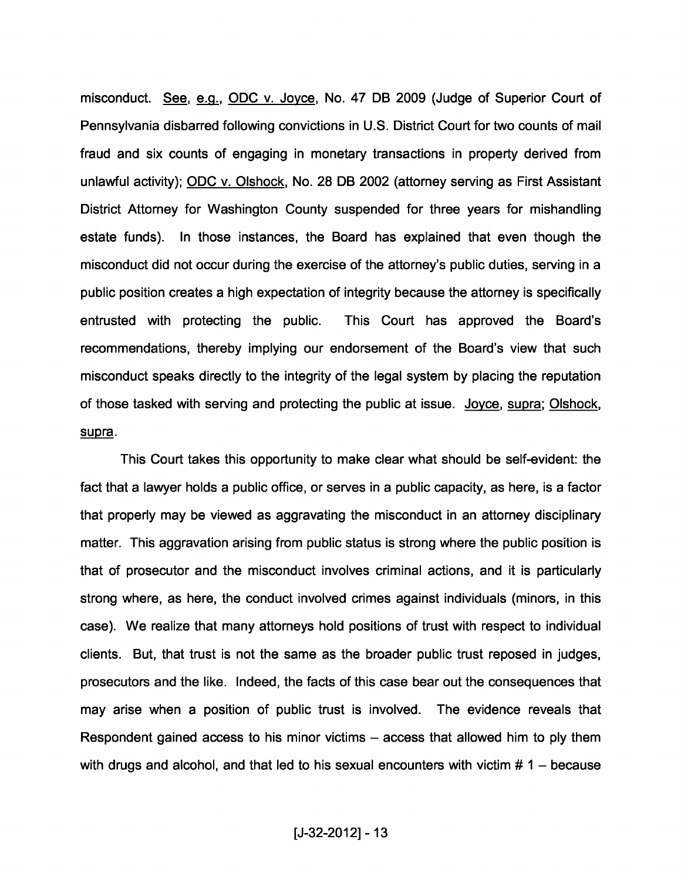misconduct. See, e.g., ODC v. Joyce, No. 47 DB 2009 (Judge of Superior Court of Pennsylvania disbarred following convictions in U.S. District Court for two counts of mail fraud and six counts of engaging in monetary transactions in property derived from unlawful activity); ODC v. Olshock, No. 28 DB 2002 (attorney serving as First Assistant District Attorney for Washington County suspended for three years for mishandling estate funds). In those instances, the Board has explained that even though the misconduct did not occur during the exercise of the attorney's public duties, serving in a public position creates a high expectation of integrity because the attorney is specifically entrusted with protecting the public. This Court has approved the Board's recommendations, thereby implying our endorsement of the Board's view that such misconduct speaks directly to the integrity of the legal system by placing the reputation of those tasked with serving and protecting the public at issue. Joyce, supra; Olshock, supra.

This Court takes this opportunity to make clear what should be self-evident: the fact that a lawyer holds a public office, or serves in a public capacity, as here, is a factor that properly may be viewed as aggravating the misconduct in an attorney disciplinary matter. This aggravation arising from public status is strong where the public position is that of prosecutor and the misconduct involves criminal actions, and it is particularly strong where, as here, the conduct involved crimes against individuals (minors, in this case). We realize that many attorneys hold positions of trust with respect to individual clients. But, that trust is not the same as the broader public trust reposed in judges, prosecutors and the like. Indeed, the facts of this case bear out the consequences that may arise when a position of public trust is involved. The evidence reveals that Respondent gained access to his minor victims – access that allowed him to ply them with drugs and alcohol, and that led to his sexual encounters with victim # 1 – because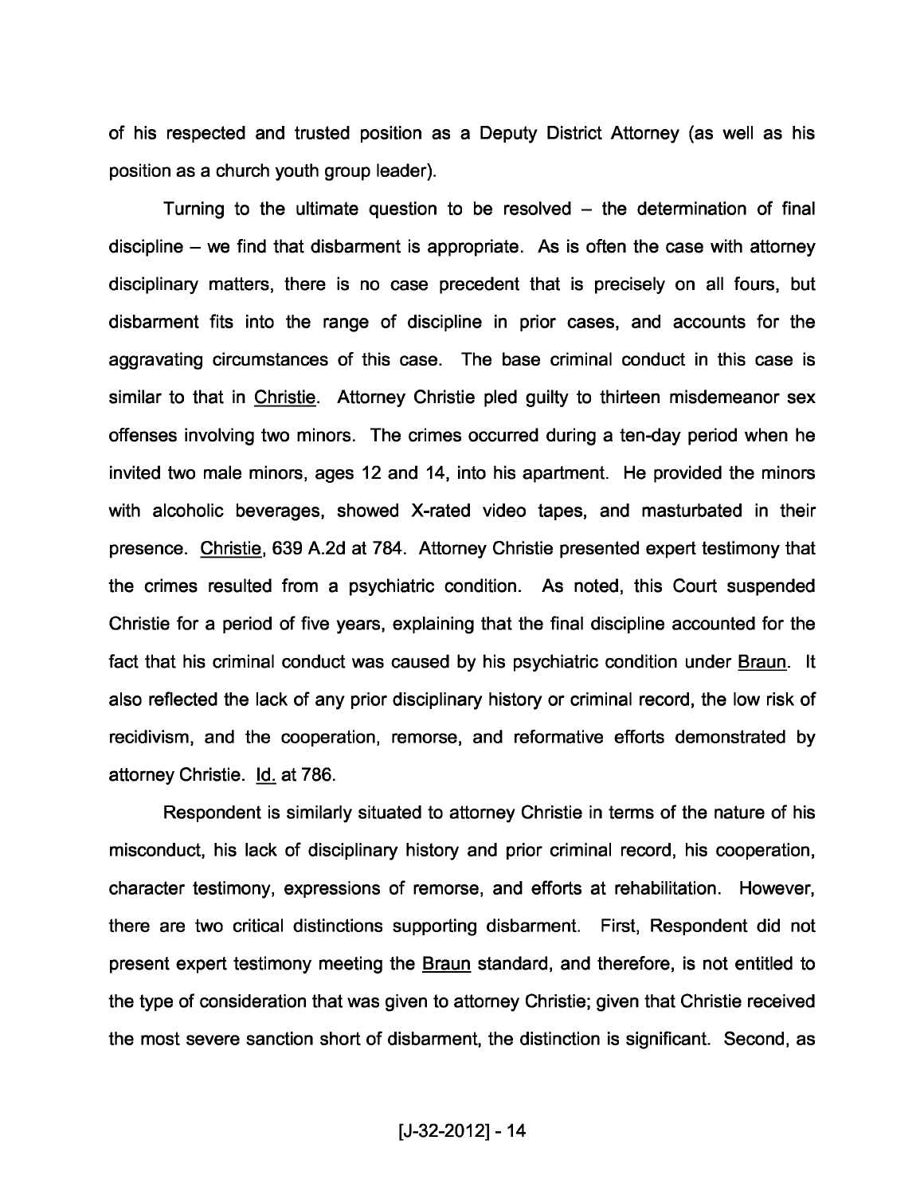of his respected and trusted position as a Deputy District Attorney (as well as his position as a church youth group leader).

Turning to the ultimate question to be resolved – the determination of final discipline – we find that disbarment is appropriate. As is often the case with attorney disciplinary matters, there is no case precedent that is precisely on all fours, but disbarment fits into the range of discipline in prior cases, and accounts for the aggravating circumstances of this case. The base criminal conduct in this case is similar to that in Christie. Attorney Christie pled guilty to thirteen misdemeanor sex offenses involving two minors. The crimes occurred during a ten-day period when he invited two male minors, ages 12 and 14, into his apartment. He provided the minors with alcoholic beverages, showed X-rated video tapes, and masturbated in their presence. Christie, 639 A.2d at 784. Attorney Christie presented expert testimony that the crimes resulted from a psychiatric condition. As noted, this Court suspended Christie for a period of five years, explaining that the final discipline accounted for the fact that his criminal conduct was caused by his psychiatric condition under Braun. It also reflected the lack of any prior disciplinary history or criminal record, the low risk of recidivism, and the cooperation, remorse, and reformative efforts demonstrated by attorney Christie. Id. at 786.

Respondent is similarly situated to attorney Christie in terms of the nature of his misconduct, his lack of disciplinary history and prior criminal record, his cooperation, character testimony, expressions of remorse, and efforts at rehabilitation. However, there are two critical distinctions supporting disbarment. First, Respondent did not present expert testimony meeting the Braun standard, and therefore, is not entitled to the type of consideration that was given to attorney Christie; given that Christie received the most severe sanction short of disbarment, the distinction is significant. Second, as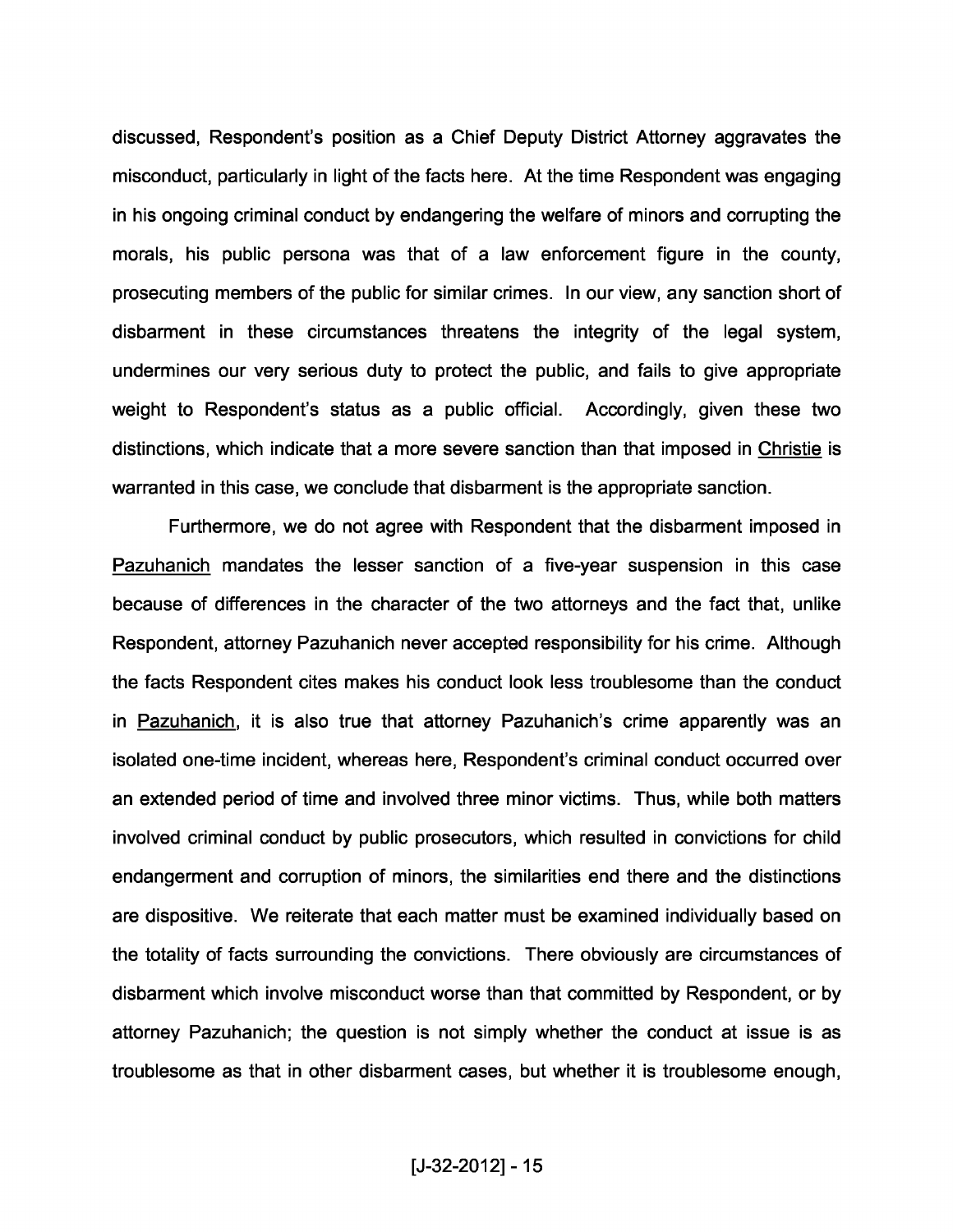discussed, Respondent's position as a Chief Deputy District Attorney aggravates the misconduct, particularly in light of the facts here. At the time Respondent was engaging in his ongoing criminal conduct by endangering the welfare of minors and corrupting the morals, his public persona was that of a law enforcement figure in the county, prosecuting members of the public for similar crimes. In our view, any sanction short of disbarment in these circumstances threatens the integrity of the legal system, undermines our very serious duty to protect the public, and fails to give appropriate weight to Respondent's status as a public official. Accordingly, given these two distinctions, which indicate that a more severe sanction than that imposed in Christie is warranted in this case, we conclude that disbarment is the appropriate sanction.

Furthermore, we do not agree with Respondent that the disbarment imposed in Pazuhanich mandates the lesser sanction of a five-year suspension in this case because of differences in the character of the two attorneys and the fact that, unlike Respondent, attorney Pazuhanich never accepted responsibility for his crime. Although the facts Respondent cites makes his conduct look less troublesome than the conduct in Pazuhanich, it is also true that attorney Pazuhanich's crime apparently was an isolated one-time incident, whereas here, Respondent's criminal conduct occurred over an extended period of time and involved three minor victims. Thus, while both matters involved criminal conduct by public prosecutors, which resulted in convictions for child endangerment and corruption of minors, the similarities end there and the distinctions are dispositive. We reiterate that each matter must be examined individually based on the totality of facts surrounding the convictions. There obviously are circumstances of disbarment which involve misconduct worse than that committed by Respondent, or by attorney Pazuhanich; the question is not simply whether the conduct at issue is as troublesome as that in other disbarment cases, but whether it is troublesome enough,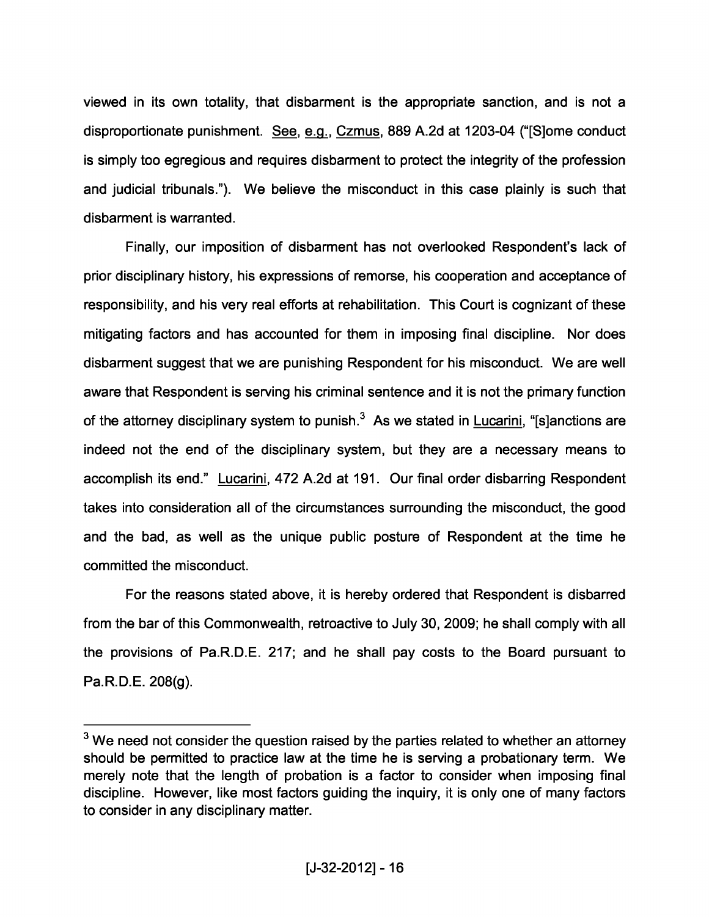viewed in its own totality, that disbarment is the appropriate sanction, and is not a disproportionate punishment. See, e.g., Czmus, 889 A.2d at 1203-04 ("[S]ome conduct is simply too egregious and requires disbarment to protect the integrity of the profession and judicial tribunals."). We believe the misconduct in this case plainly is such that disbarment is warranted.

Finally, our imposition of disbarment has not overlooked Respondent's lack of prior disciplinary history, his expressions of remorse, his cooperation and acceptance of responsibility, and his very real efforts at rehabilitation. This Court is cognizant of these mitigating factors and has accounted for them in imposing final discipline. Nor does disbarment suggest that we are punishing Respondent for his misconduct. We are well aware that Respondent is serving his criminal sentence and it is not the primary function of the attorney disciplinary system to punish.[3] As we stated in Lucarini, "[s]anctions are indeed not the end of the disciplinary system, but they are a necessary means to accomplish its end." Lucarini, 472 A.2d at 191. Our final order disbarring Respondent takes into consideration all of the circumstances surrounding the misconduct, the good and the bad, as well as the unique public posture of Respondent at the time he committed the misconduct.

For the reasons stated above, it is hereby ordered that Respondent is disbarred from the bar of this Commonwealth, retroactive to July 30, 2009; he shall comply with all the provisions of Pa.R.D.E. 217; and he shall pay costs to the Board pursuant to Pa.R.D.E. 208(g).

---

[3] We need not consider the question raised by the parties related to whether an attorney should be permitted to practice law at the time he is serving a probationary term. We merely note that the length of probation is a factor to consider when imposing final discipline. However, like most factors guiding the inquiry, it is only one of many factors to consider in any disciplinary matter.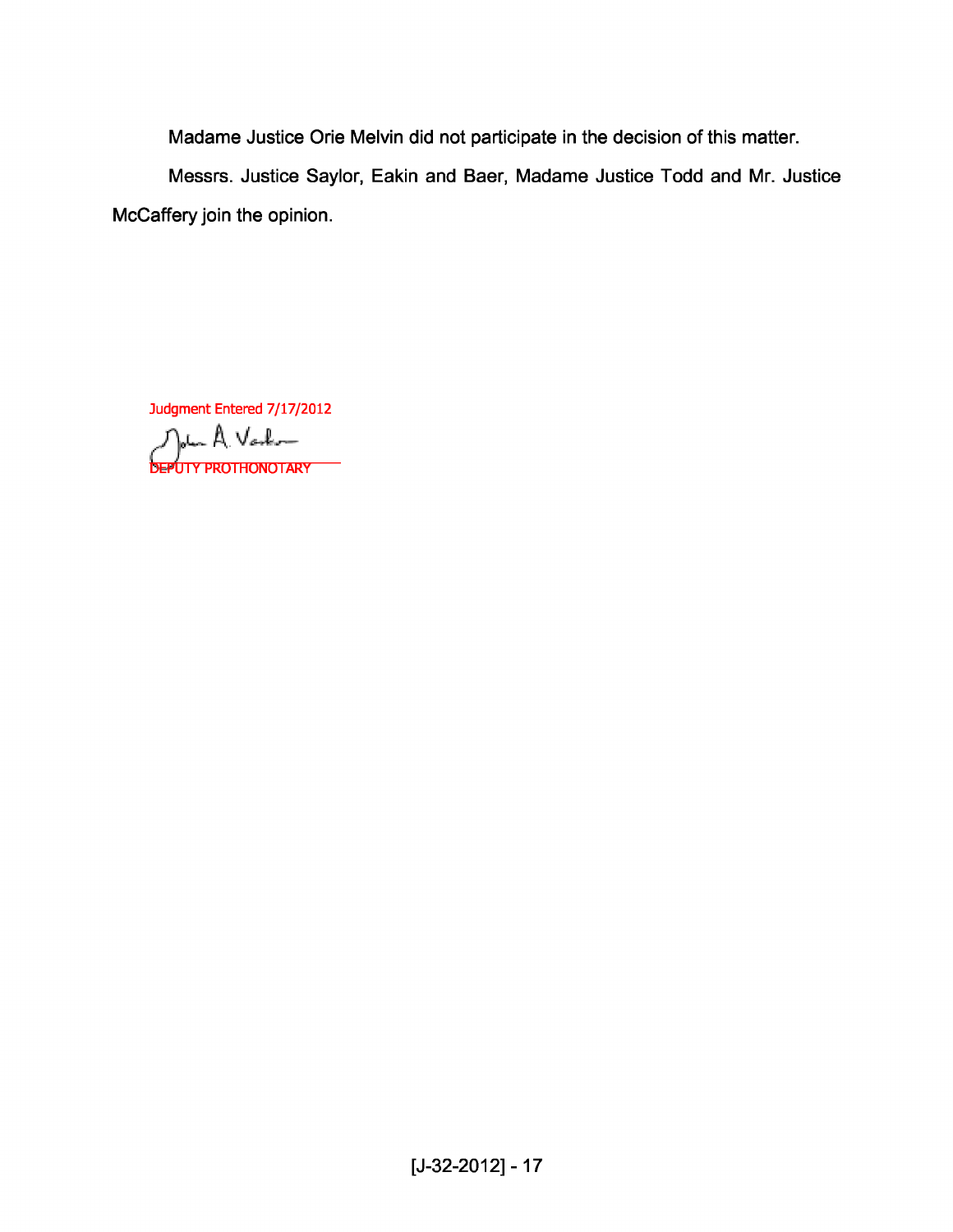Madame Justice Orie Melvin did not participate in the decision of this matter.

Messrs. Justice Saylor, Eakin and Baer, Madame Justice Todd and Mr. Justice McCaffery join the opinion.

Judgment Entered 7/17/2012

DEPUTY PROTHONOTARY